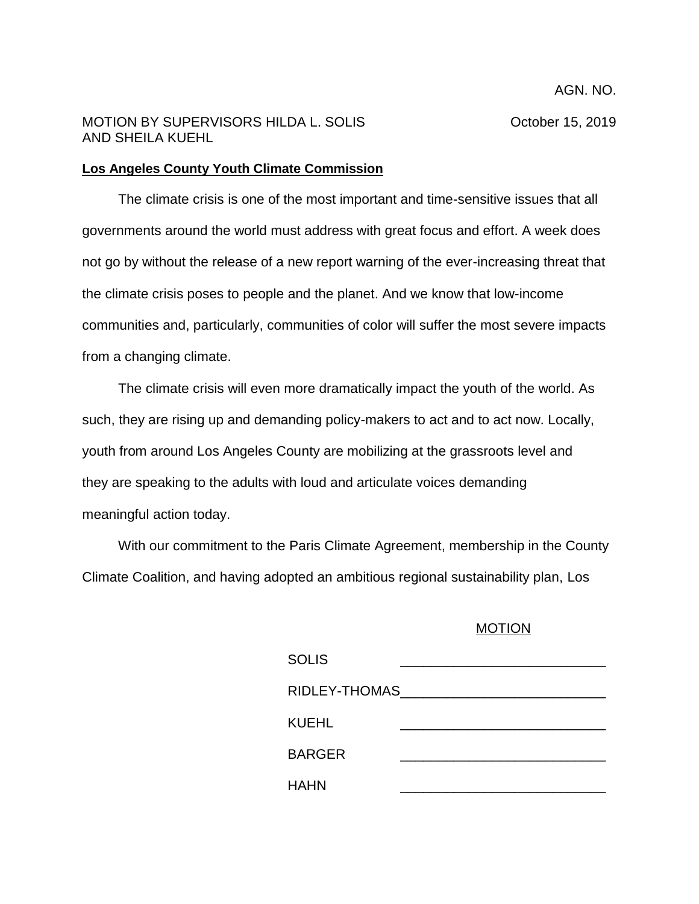AGN. NO.

MOTION BY SUPERVISORS HILDA L. SOLIS AND SHEILA KUEHL

October 15, 2019

**Los Angeles County Youth Climate Commission**

The climate crisis is one of the most important and time-sensitive issues that all governments around the world must address with great focus and effort. A week does not go by without the release of a new report warning of the ever-increasing threat that the climate crisis poses to people and the planet. And we know that low-income communities and, particularly, communities of color will suffer the most severe impacts from a changing climate.

The climate crisis will even more dramatically impact the youth of the world. As such, they are rising up and demanding policy-makers to act and to act now. Locally, youth from around Los Angeles County are mobilizing at the grassroots level and they are speaking to the adults with loud and articulate voices demanding meaningful action today.

With our commitment to the Paris Climate Agreement, membership in the County Climate Coalition, and having adopted an ambitious regional sustainability plan, Los

MOTION

| | |
|---|---|
| SOLIS | ____________________ |
| RIDLEY-THOMAS | ____________________ |
| KUEHL | ____________________ |
| BARGER | ____________________ |
| HAHN | ____________________ |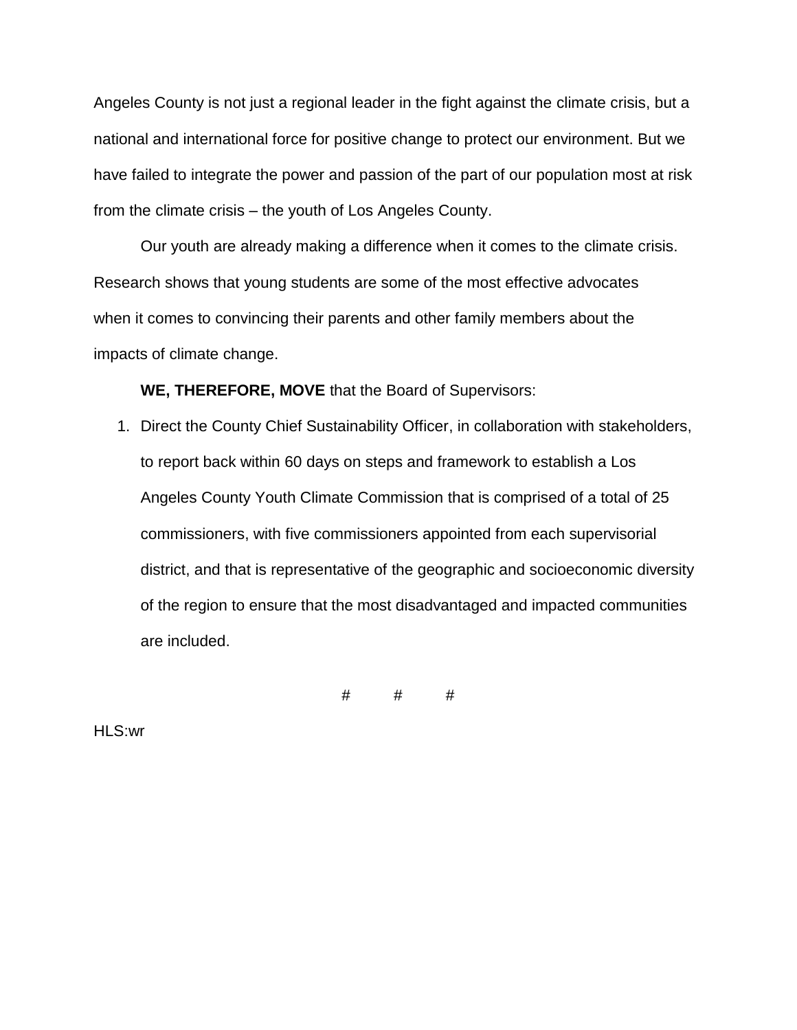Angeles County is not just a regional leader in the fight against the climate crisis, but a national and international force for positive change to protect our environment. But we have failed to integrate the power and passion of the part of our population most at risk from the climate crisis – the youth of Los Angeles County.

Our youth are already making a difference when it comes to the climate crisis. Research shows that young students are some of the most effective advocates when it comes to convincing their parents and other family members about the impacts of climate change.

**WE, THEREFORE, MOVE** that the Board of Supervisors:

1. Direct the County Chief Sustainability Officer, in collaboration with stakeholders, to report back within 60 days on steps and framework to establish a Los Angeles County Youth Climate Commission that is comprised of a total of 25 commissioners, with five commissioners appointed from each supervisorial district, and that is representative of the geographic and socioeconomic diversity of the region to ensure that the most disadvantaged and impacted communities are included.

# # #

HLS:wr